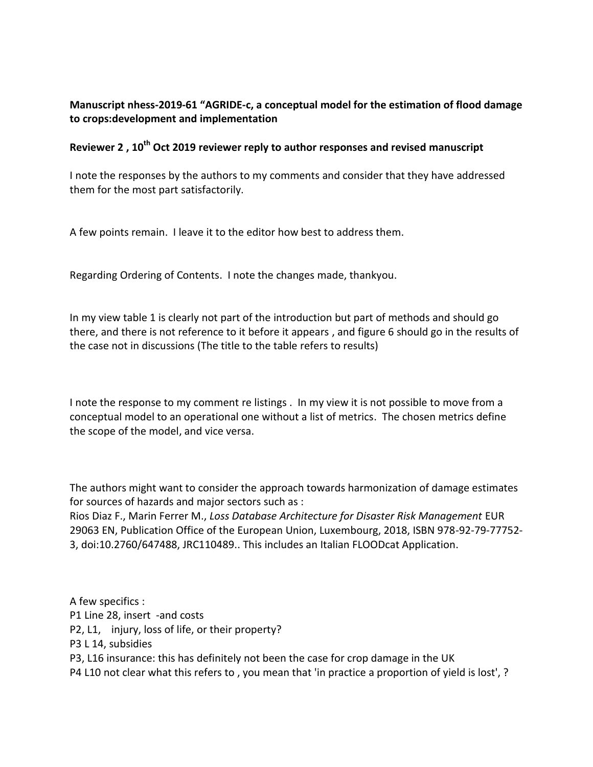**Manuscript nhess-2019-61 "AGRIDE-c, a conceptual model for the estimation of flood damage to crops:development and implementation**

**Reviewer 2 , 10th Oct 2019 reviewer reply to author responses and revised manuscript**

I note the responses by the authors to my comments and consider that they have addressed them for the most part satisfactorily.

A few points remain. I leave it to the editor how best to address them.

Regarding Ordering of Contents. I note the changes made, thankyou.

In my view table 1 is clearly not part of the introduction but part of methods and should go there, and there is not reference to it before it appears , and figure 6 should go in the results of the case not in discussions (The title to the table refers to results)

I note the response to my comment re listings . In my view it is not possible to move from a conceptual model to an operational one without a list of metrics. The chosen metrics define the scope of the model, and vice versa.

The authors might want to consider the approach towards harmonization of damage estimates for sources of hazards and major sectors such as :
Rios Diaz F., Marin Ferrer M., *Loss Database Architecture for Disaster Risk Management* EUR 29063 EN, Publication Office of the European Union, Luxembourg, 2018, ISBN 978-92-79-77752-3, doi:10.2760/647488, JRC110489.. This includes an Italian FLOODcat Application.

A few specifics :
P1 Line 28, insert -and costs
P2, L1, injury, loss of life, or their property?
P3 L 14, subsidies
P3, L16 insurance: this has definitely not been the case for crop damage in the UK
P4 L10 not clear what this refers to , you mean that 'in practice a proportion of yield is lost', ?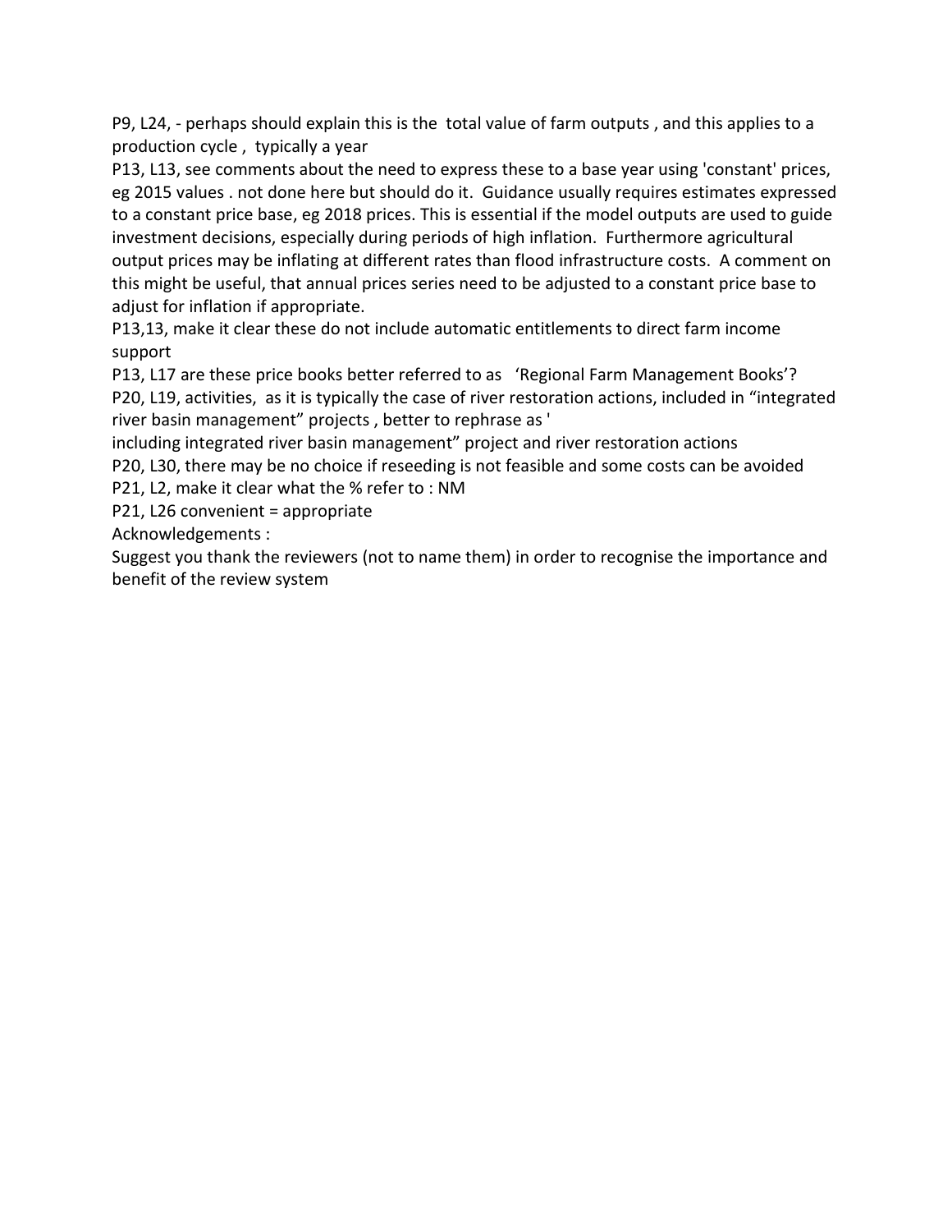P9, L24, - perhaps should explain this is the total value of farm outputs , and this applies to a production cycle , typically a year

P13, L13, see comments about the need to express these to a base year using 'constant' prices, eg 2015 values . not done here but should do it. Guidance usually requires estimates expressed to a constant price base, eg 2018 prices. This is essential if the model outputs are used to guide investment decisions, especially during periods of high inflation. Furthermore agricultural output prices may be inflating at different rates than flood infrastructure costs. A comment on this might be useful, that annual prices series need to be adjusted to a constant price base to adjust for inflation if appropriate.

P13,13, make it clear these do not include automatic entitlements to direct farm income support

P13, L17 are these price books better referred to as 'Regional Farm Management Books'?

P20, L19, activities, as it is typically the case of river restoration actions, included in "integrated river basin management" projects , better to rephrase as '

including integrated river basin management" project and river restoration actions

P20, L30, there may be no choice if reseeding is not feasible and some costs can be avoided

P21, L2, make it clear what the % refer to : NM

P21, L26 convenient = appropriate

Acknowledgements :

Suggest you thank the reviewers (not to name them) in order to recognise the importance and benefit of the review system